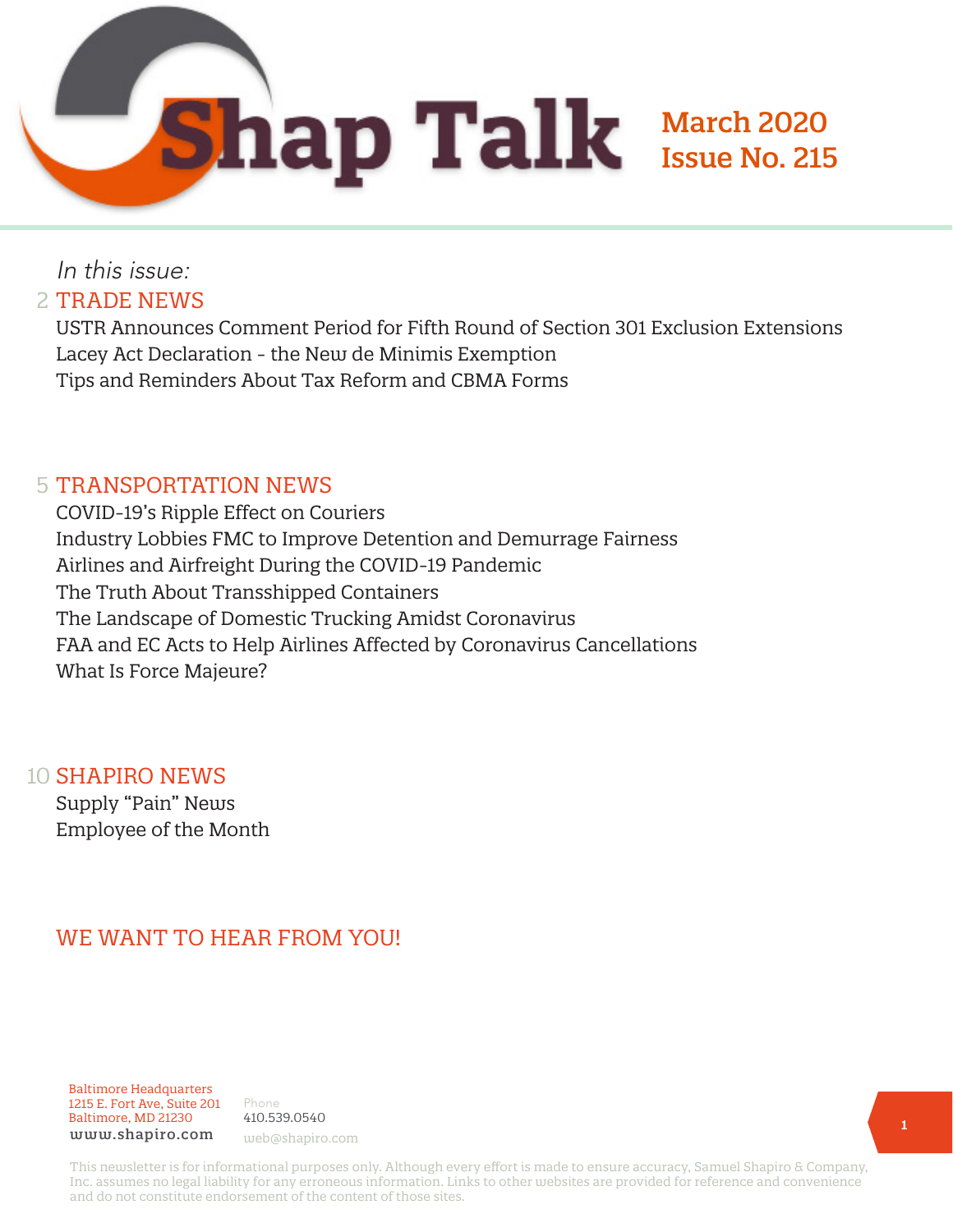# Shap Talk

**March 2020**
**Issue No. 215**

*In this issue:*

## 2 TRADE NEWS

USTR Announces Comment Period for Fifth Round of Section 301 Exclusion Extensions
Lacey Act Declaration - the New de Minimis Exemption
Tips and Reminders About Tax Reform and CBMA Forms

## 5 TRANSPORTATION NEWS

COVID-19's Ripple Effect on Couriers
Industry Lobbies FMC to Improve Detention and Demurrage Fairness
Airlines and Airfreight During the COVID-19 Pandemic
The Truth About Transshipped Containers
The Landscape of Domestic Trucking Amidst Coronavirus
FAA and EC Acts to Help Airlines Affected by Coronavirus Cancellations
What Is Force Majeure?

## 10 SHAPIRO NEWS

Supply "Pain" News
Employee of the Month

## WE WANT TO HEAR FROM YOU!

Baltimore Headquarters
1215 E. Fort Ave, Suite 201
Baltimore, MD 21230
www.shapiro.com

Phone
410.539.0540
web@shapiro.com

This newsletter is for informational purposes only. Although every effort is made to ensure accuracy, Samuel Shapiro & Company, Inc. assumes no legal liability for any erroneous information. Links to other websites are provided for reference and convenience and do not constitute endorsement of the content of those sites.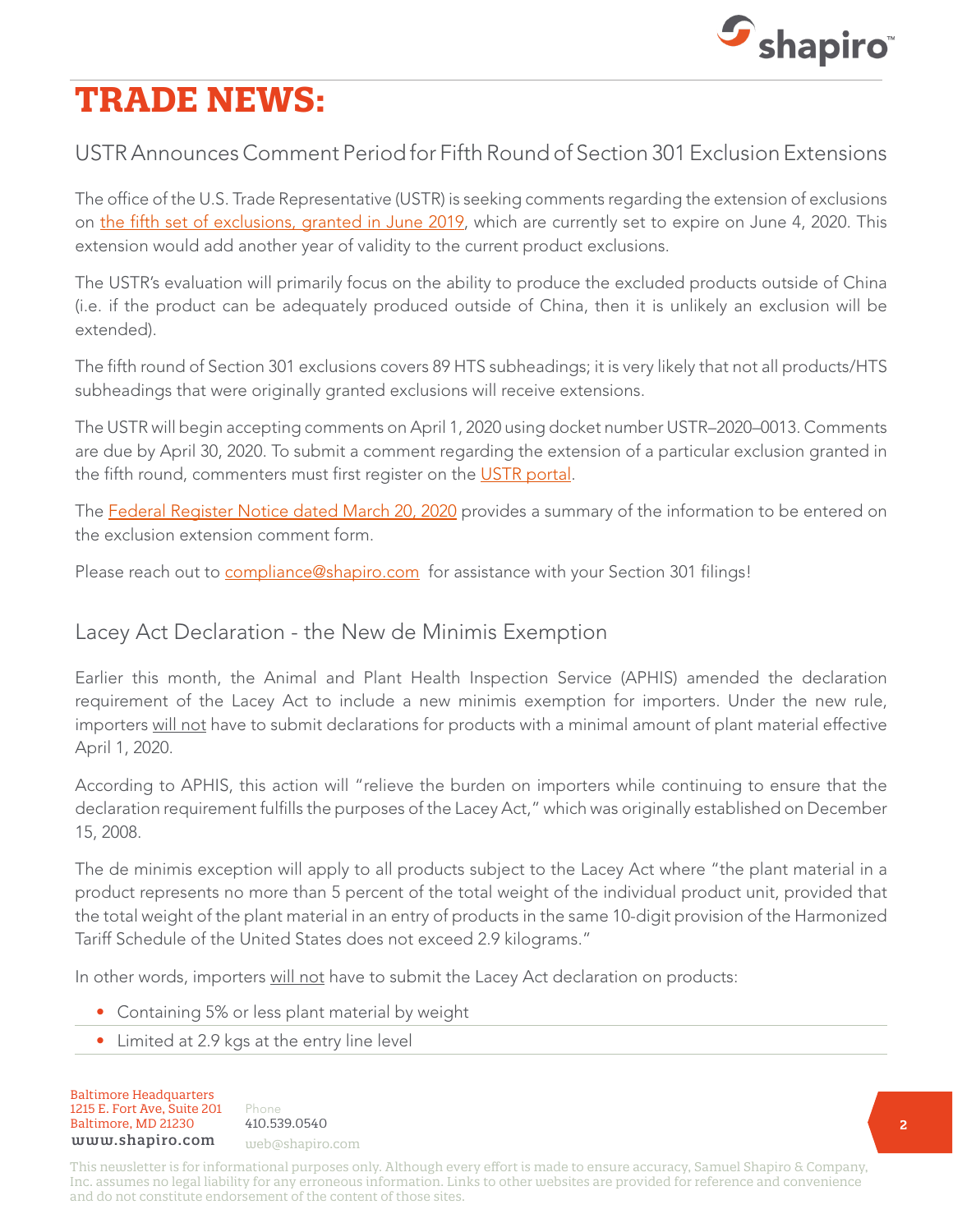# TRADE NEWS:

## USTR Announces Comment Period for Fifth Round of Section 301 Exclusion Extensions

The office of the U.S. Trade Representative (USTR) is seeking comments regarding the extension of exclusions on the fifth set of exclusions, granted in June 2019, which are currently set to expire on June 4, 2020. This extension would add another year of validity to the current product exclusions.

The USTR's evaluation will primarily focus on the ability to produce the excluded products outside of China (i.e. if the product can be adequately produced outside of China, then it is unlikely an exclusion will be extended).

The fifth round of Section 301 exclusions covers 89 HTS subheadings; it is very likely that not all products/HTS subheadings that were originally granted exclusions will receive extensions.

The USTR will begin accepting comments on April 1, 2020 using docket number USTR–2020–0013. Comments are due by April 30, 2020. To submit a comment regarding the extension of a particular exclusion granted in the fifth round, commenters must first register on the USTR portal.

The Federal Register Notice dated March 20, 2020 provides a summary of the information to be entered on the exclusion extension comment form.

Please reach out to compliance@shapiro.com for assistance with your Section 301 filings!

## Lacey Act Declaration - the New de Minimis Exemption

Earlier this month, the Animal and Plant Health Inspection Service (APHIS) amended the declaration requirement of the Lacey Act to include a new minimis exemption for importers. Under the new rule, importers will not have to submit declarations for products with a minimal amount of plant material effective April 1, 2020.

According to APHIS, this action will "relieve the burden on importers while continuing to ensure that the declaration requirement fulfills the purposes of the Lacey Act," which was originally established on December 15, 2008.

The de minimis exception will apply to all products subject to the Lacey Act where "the plant material in a product represents no more than 5 percent of the total weight of the individual product unit, provided that the total weight of the plant material in an entry of products in the same 10-digit provision of the Harmonized Tariff Schedule of the United States does not exceed 2.9 kilograms."

In other words, importers will not have to submit the Lacey Act declaration on products:

- Containing 5% or less plant material by weight
- Limited at 2.9 kgs at the entry line level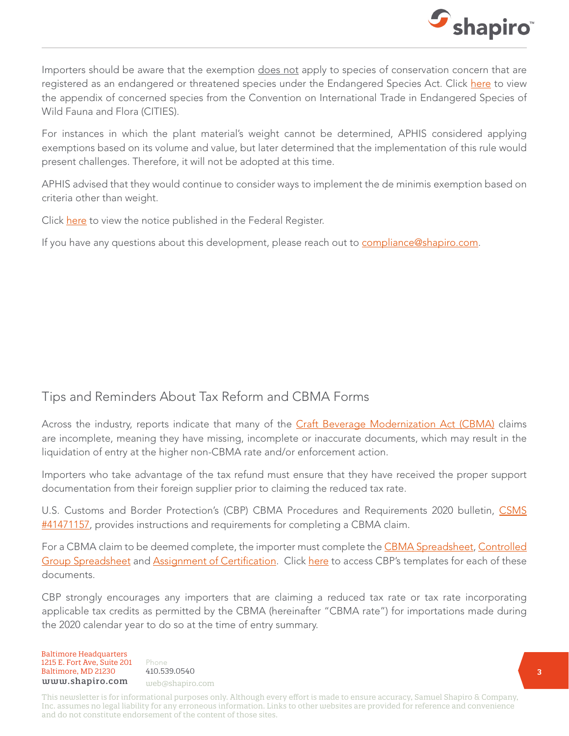Importers should be aware that the exemption does not apply to species of conservation concern that are registered as an endangered or threatened species under the Endangered Species Act. Click here to view the appendix of concerned species from the Convention on International Trade in Endangered Species of Wild Fauna and Flora (CITIES).

For instances in which the plant material's weight cannot be determined, APHIS considered applying exemptions based on its volume and value, but later determined that the implementation of this rule would present challenges. Therefore, it will not be adopted at this time.

APHIS advised that they would continue to consider ways to implement the de minimis exemption based on criteria other than weight.

Click here to view the notice published in the Federal Register.

If you have any questions about this development, please reach out to compliance@shapiro.com.

## Tips and Reminders About Tax Reform and CBMA Forms

Across the industry, reports indicate that many of the Craft Beverage Modernization Act (CBMA) claims are incomplete, meaning they have missing, incomplete or inaccurate documents, which may result in the liquidation of entry at the higher non-CBMA rate and/or enforcement action.

Importers who take advantage of the tax refund must ensure that they have received the proper support documentation from their foreign supplier prior to claiming the reduced tax rate.

U.S. Customs and Border Protection's (CBP) CBMA Procedures and Requirements 2020 bulletin, CSMS #41471157, provides instructions and requirements for completing a CBMA claim.

For a CBMA claim to be deemed complete, the importer must complete the CBMA Spreadsheet, Controlled Group Spreadsheet and Assignment of Certification. Click here to access CBP's templates for each of these documents.

CBP strongly encourages any importers that are claiming a reduced tax rate or tax rate incorporating applicable tax credits as permitted by the CBMA (hereinafter "CBMA rate") for importations made during the 2020 calendar year to do so at the time of entry summary.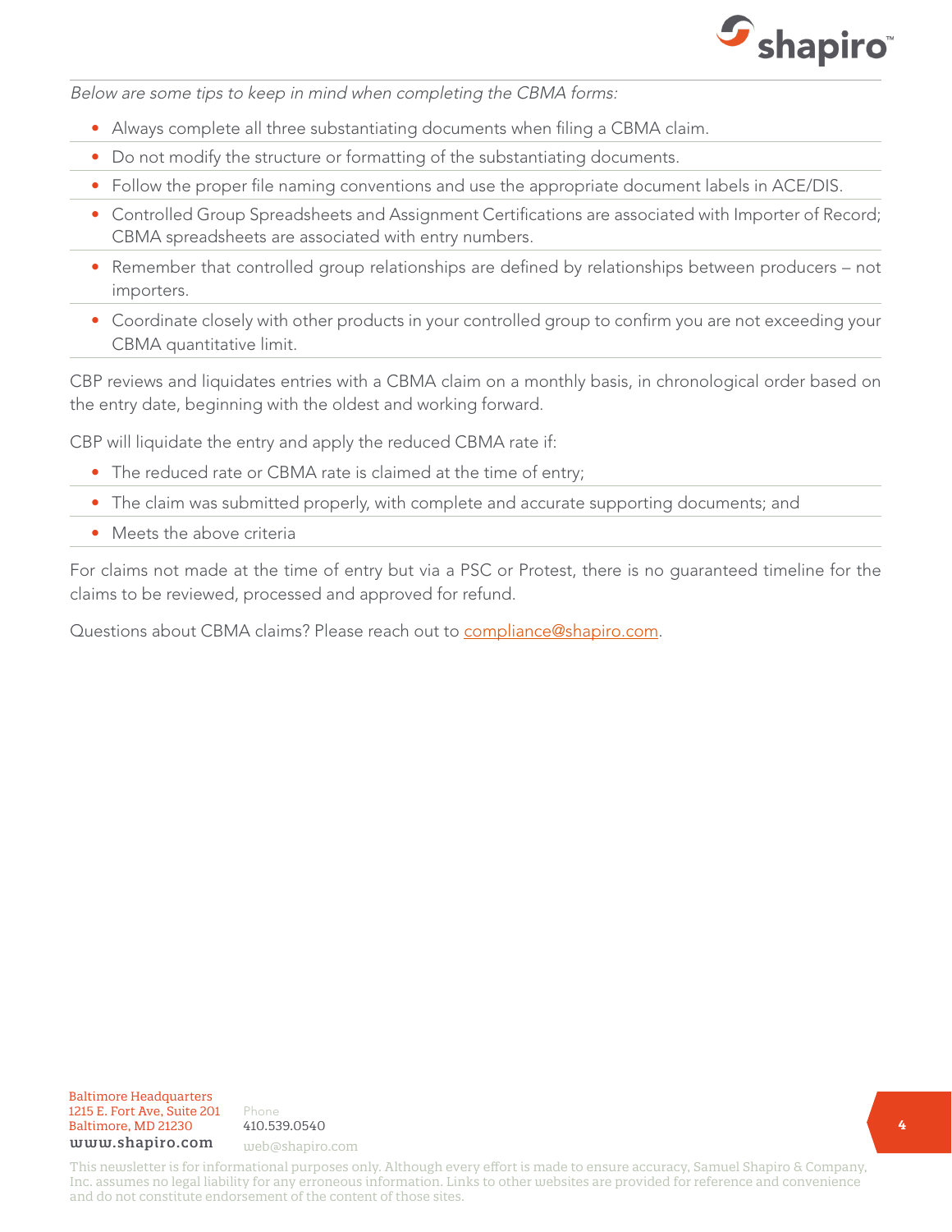*Below are some tips to keep in mind when completing the CBMA forms:*

- Always complete all three substantiating documents when filing a CBMA claim.
- Do not modify the structure or formatting of the substantiating documents.
- Follow the proper file naming conventions and use the appropriate document labels in ACE/DIS.
- Controlled Group Spreadsheets and Assignment Certifications are associated with Importer of Record; CBMA spreadsheets are associated with entry numbers.
- Remember that controlled group relationships are defined by relationships between producers – not importers.
- Coordinate closely with other products in your controlled group to confirm you are not exceeding your CBMA quantitative limit.

CBP reviews and liquidates entries with a CBMA claim on a monthly basis, in chronological order based on the entry date, beginning with the oldest and working forward.

CBP will liquidate the entry and apply the reduced CBMA rate if:

- The reduced rate or CBMA rate is claimed at the time of entry;
- The claim was submitted properly, with complete and accurate supporting documents; and
- Meets the above criteria

For claims not made at the time of entry but via a PSC or Protest, there is no guaranteed timeline for the claims to be reviewed, processed and approved for refund.

Questions about CBMA claims? Please reach out to [compliance@shapiro.com](mailto:compliance@shapiro.com).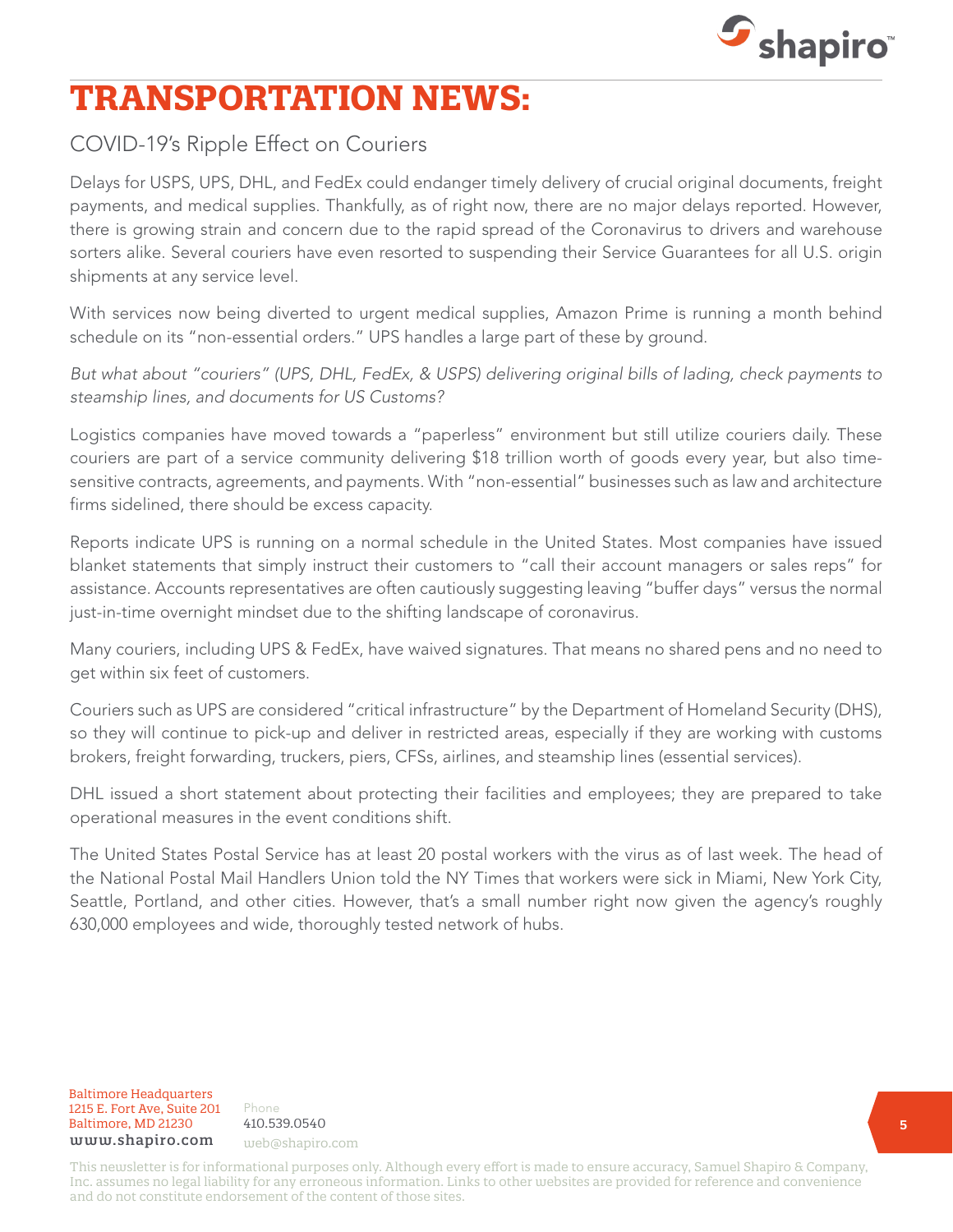# TRANSPORTATION NEWS:

## COVID-19's Ripple Effect on Couriers

Delays for USPS, UPS, DHL, and FedEx could endanger timely delivery of crucial original documents, freight payments, and medical supplies. Thankfully, as of right now, there are no major delays reported. However, there is growing strain and concern due to the rapid spread of the Coronavirus to drivers and warehouse sorters alike. Several couriers have even resorted to suspending their Service Guarantees for all U.S. origin shipments at any service level.

With services now being diverted to urgent medical supplies, Amazon Prime is running a month behind schedule on its "non-essential orders." UPS handles a large part of these by ground.

*But what about "couriers" (UPS, DHL, FedEx, & USPS) delivering original bills of lading, check payments to steamship lines, and documents for US Customs?*

Logistics companies have moved towards a "paperless" environment but still utilize couriers daily. These couriers are part of a service community delivering $18 trillion worth of goods every year, but also time-sensitive contracts, agreements, and payments. With "non-essential" businesses such as law and architecture firms sidelined, there should be excess capacity.

Reports indicate UPS is running on a normal schedule in the United States. Most companies have issued blanket statements that simply instruct their customers to "call their account managers or sales reps" for assistance. Accounts representatives are often cautiously suggesting leaving "buffer days" versus the normal just-in-time overnight mindset due to the shifting landscape of coronavirus.

Many couriers, including UPS & FedEx, have waived signatures. That means no shared pens and no need to get within six feet of customers.

Couriers such as UPS are considered "critical infrastructure" by the Department of Homeland Security (DHS), so they will continue to pick-up and deliver in restricted areas, especially if they are working with customs brokers, freight forwarding, truckers, piers, CFSs, airlines, and steamship lines (essential services).

DHL issued a short statement about protecting their facilities and employees; they are prepared to take operational measures in the event conditions shift.

The United States Postal Service has at least 20 postal workers with the virus as of last week. The head of the National Postal Mail Handlers Union told the NY Times that workers were sick in Miami, New York City, Seattle, Portland, and other cities. However, that's a small number right now given the agency's roughly 630,000 employees and wide, thoroughly tested network of hubs.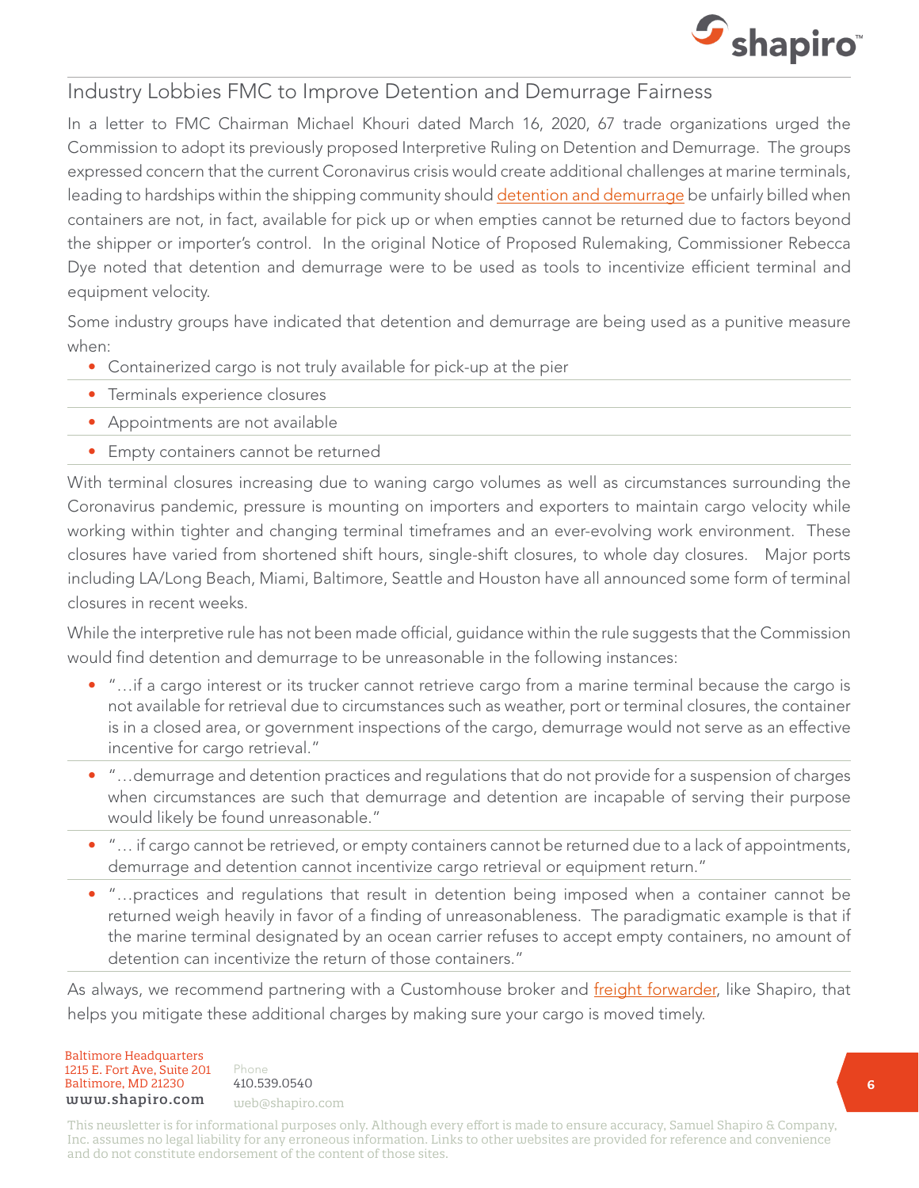## Industry Lobbies FMC to Improve Detention and Demurrage Fairness

In a letter to FMC Chairman Michael Khouri dated March 16, 2020, 67 trade organizations urged the Commission to adopt its previously proposed Interpretive Ruling on Detention and Demurrage. The groups expressed concern that the current Coronavirus crisis would create additional challenges at marine terminals, leading to hardships within the shipping community should detention and demurrage be unfairly billed when containers are not, in fact, available for pick up or when empties cannot be returned due to factors beyond the shipper or importer's control. In the original Notice of Proposed Rulemaking, Commissioner Rebecca Dye noted that detention and demurrage were to be used as tools to incentivize efficient terminal and equipment velocity.

Some industry groups have indicated that detention and demurrage are being used as a punitive measure when:

- Containerized cargo is not truly available for pick-up at the pier
- Terminals experience closures
- Appointments are not available
- Empty containers cannot be returned

With terminal closures increasing due to waning cargo volumes as well as circumstances surrounding the Coronavirus pandemic, pressure is mounting on importers and exporters to maintain cargo velocity while working within tighter and changing terminal timeframes and an ever-evolving work environment. These closures have varied from shortened shift hours, single-shift closures, to whole day closures. Major ports including LA/Long Beach, Miami, Baltimore, Seattle and Houston have all announced some form of terminal closures in recent weeks.

While the interpretive rule has not been made official, guidance within the rule suggests that the Commission would find detention and demurrage to be unreasonable in the following instances:

- "…if a cargo interest or its trucker cannot retrieve cargo from a marine terminal because the cargo is not available for retrieval due to circumstances such as weather, port or terminal closures, the container is in a closed area, or government inspections of the cargo, demurrage would not serve as an effective incentive for cargo retrieval."
- "…demurrage and detention practices and regulations that do not provide for a suspension of charges when circumstances are such that demurrage and detention are incapable of serving their purpose would likely be found unreasonable."
- "… if cargo cannot be retrieved, or empty containers cannot be returned due to a lack of appointments, demurrage and detention cannot incentivize cargo retrieval or equipment return."
- "…practices and regulations that result in detention being imposed when a container cannot be returned weigh heavily in favor of a finding of unreasonableness. The paradigmatic example is that if the marine terminal designated by an ocean carrier refuses to accept empty containers, no amount of detention can incentivize the return of those containers."

As always, we recommend partnering with a Customhouse broker and freight forwarder, like Shapiro, that helps you mitigate these additional charges by making sure your cargo is moved timely.

Baltimore Headquarters
1215 E. Fort Ave, Suite 201
Baltimore, MD 21230
www.shapiro.com

Phone
410.539.0540
web@shapiro.com

This newsletter is for informational purposes only. Although every effort is made to ensure accuracy, Samuel Shapiro & Company, Inc. assumes no legal liability for any erroneous information. Links to other websites are provided for reference and convenience and do not constitute endorsement of the content of those sites.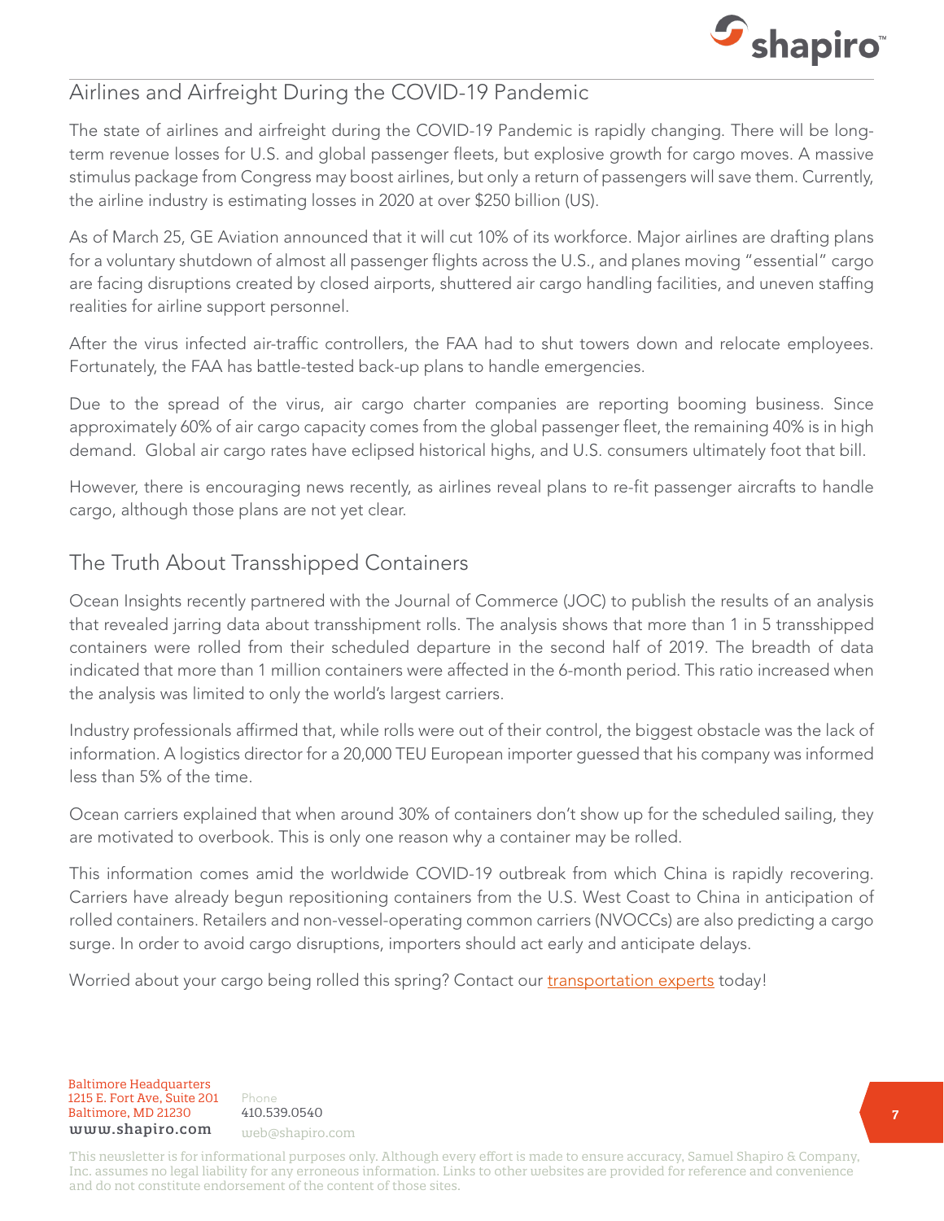## Airlines and Airfreight During the COVID-19 Pandemic

The state of airlines and airfreight during the COVID-19 Pandemic is rapidly changing. There will be long-term revenue losses for U.S. and global passenger fleets, but explosive growth for cargo moves. A massive stimulus package from Congress may boost airlines, but only a return of passengers will save them. Currently, the airline industry is estimating losses in 2020 at over $250 billion (US).

As of March 25, GE Aviation announced that it will cut 10% of its workforce. Major airlines are drafting plans for a voluntary shutdown of almost all passenger flights across the U.S., and planes moving "essential" cargo are facing disruptions created by closed airports, shuttered air cargo handling facilities, and uneven staffing realities for airline support personnel.

After the virus infected air-traffic controllers, the FAA had to shut towers down and relocate employees. Fortunately, the FAA has battle-tested back-up plans to handle emergencies.

Due to the spread of the virus, air cargo charter companies are reporting booming business. Since approximately 60% of air cargo capacity comes from the global passenger fleet, the remaining 40% is in high demand. Global air cargo rates have eclipsed historical highs, and U.S. consumers ultimately foot that bill.

However, there is encouraging news recently, as airlines reveal plans to re-fit passenger aircrafts to handle cargo, although those plans are not yet clear.

## The Truth About Transshipped Containers

Ocean Insights recently partnered with the Journal of Commerce (JOC) to publish the results of an analysis that revealed jarring data about transshipment rolls. The analysis shows that more than 1 in 5 transshipped containers were rolled from their scheduled departure in the second half of 2019. The breadth of data indicated that more than 1 million containers were affected in the 6-month period. This ratio increased when the analysis was limited to only the world's largest carriers.

Industry professionals affirmed that, while rolls were out of their control, the biggest obstacle was the lack of information. A logistics director for a 20,000 TEU European importer guessed that his company was informed less than 5% of the time.

Ocean carriers explained that when around 30% of containers don't show up for the scheduled sailing, they are motivated to overbook. This is only one reason why a container may be rolled.

This information comes amid the worldwide COVID-19 outbreak from which China is rapidly recovering. Carriers have already begun repositioning containers from the U.S. West Coast to China in anticipation of rolled containers. Retailers and non-vessel-operating common carriers (NVOCCs) are also predicting a cargo surge. In order to avoid cargo disruptions, importers should act early and anticipate delays.

Worried about your cargo being rolled this spring? Contact our transportation experts today!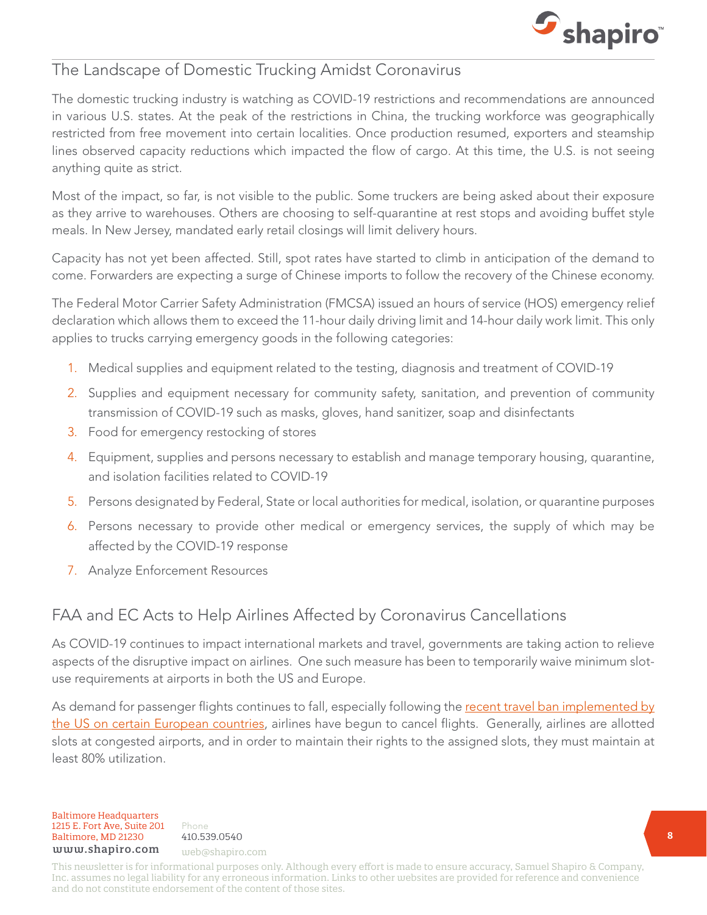## The Landscape of Domestic Trucking Amidst Coronavirus

The domestic trucking industry is watching as COVID-19 restrictions and recommendations are announced in various U.S. states. At the peak of the restrictions in China, the trucking workforce was geographically restricted from free movement into certain localities. Once production resumed, exporters and steamship lines observed capacity reductions which impacted the flow of cargo. At this time, the U.S. is not seeing anything quite as strict.

Most of the impact, so far, is not visible to the public. Some truckers are being asked about their exposure as they arrive to warehouses. Others are choosing to self-quarantine at rest stops and avoiding buffet style meals. In New Jersey, mandated early retail closings will limit delivery hours.

Capacity has not yet been affected. Still, spot rates have started to climb in anticipation of the demand to come. Forwarders are expecting a surge of Chinese imports to follow the recovery of the Chinese economy.

The Federal Motor Carrier Safety Administration (FMCSA) issued an hours of service (HOS) emergency relief declaration which allows them to exceed the 11-hour daily driving limit and 14-hour daily work limit. This only applies to trucks carrying emergency goods in the following categories:

1. Medical supplies and equipment related to the testing, diagnosis and treatment of COVID-19
2. Supplies and equipment necessary for community safety, sanitation, and prevention of community transmission of COVID-19 such as masks, gloves, hand sanitizer, soap and disinfectants
3. Food for emergency restocking of stores
4. Equipment, supplies and persons necessary to establish and manage temporary housing, quarantine, and isolation facilities related to COVID-19
5. Persons designated by Federal, State or local authorities for medical, isolation, or quarantine purposes
6. Persons necessary to provide other medical or emergency services, the supply of which may be affected by the COVID-19 response
7. Analyze Enforcement Resources

## FAA and EC Acts to Help Airlines Affected by Coronavirus Cancellations

As COVID-19 continues to impact international markets and travel, governments are taking action to relieve aspects of the disruptive impact on airlines. One such measure has been to temporarily waive minimum slot-use requirements at airports in both the US and Europe.

As demand for passenger flights continues to fall, especially following the recent travel ban implemented by the US on certain European countries, airlines have begun to cancel flights. Generally, airlines are allotted slots at congested airports, and in order to maintain their rights to the assigned slots, they must maintain at least 80% utilization.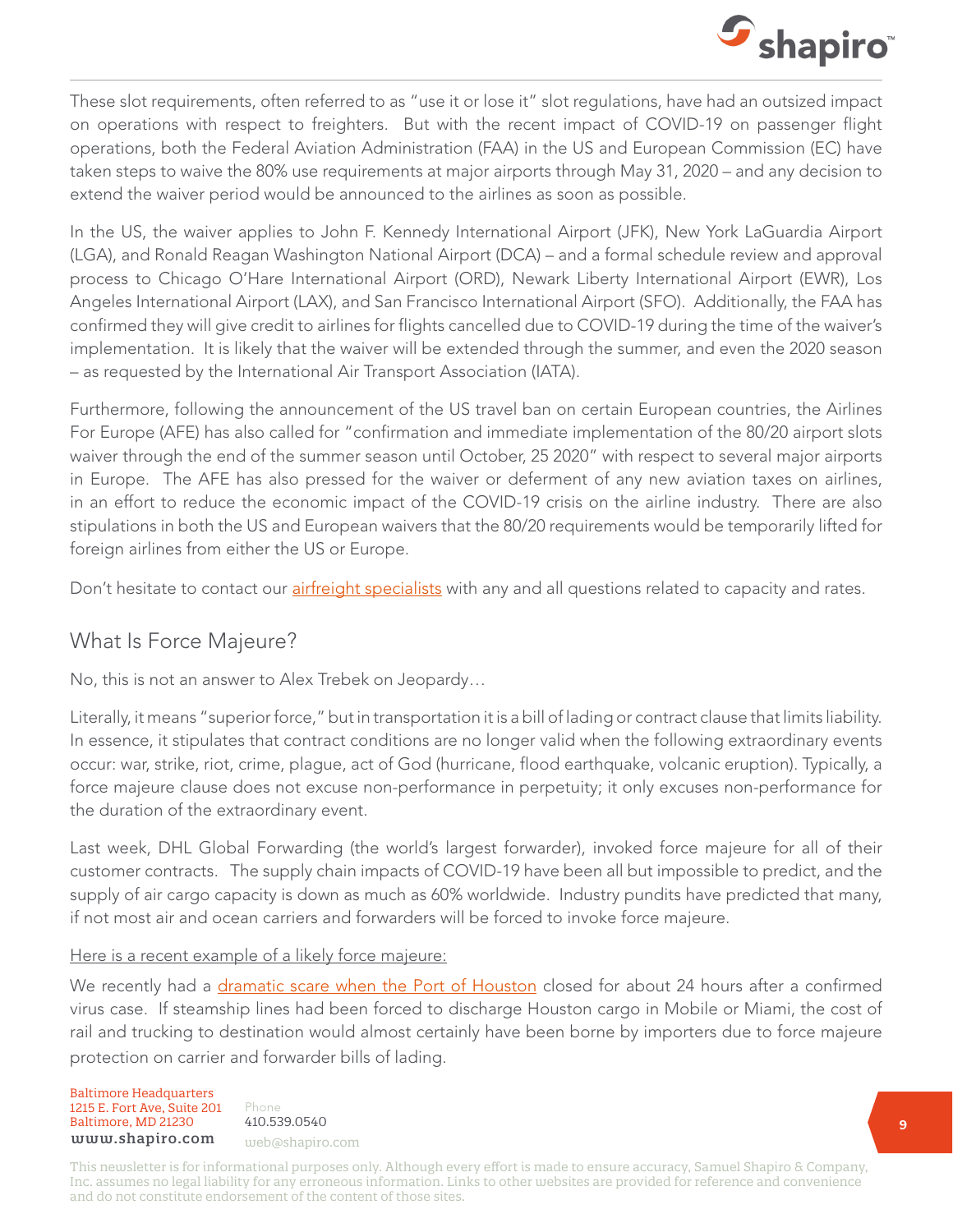These slot requirements, often referred to as "use it or lose it" slot regulations, have had an outsized impact on operations with respect to freighters. But with the recent impact of COVID-19 on passenger flight operations, both the Federal Aviation Administration (FAA) in the US and European Commission (EC) have taken steps to waive the 80% use requirements at major airports through May 31, 2020 – and any decision to extend the waiver period would be announced to the airlines as soon as possible.

In the US, the waiver applies to John F. Kennedy International Airport (JFK), New York LaGuardia Airport (LGA), and Ronald Reagan Washington National Airport (DCA) – and a formal schedule review and approval process to Chicago O'Hare International Airport (ORD), Newark Liberty International Airport (EWR), Los Angeles International Airport (LAX), and San Francisco International Airport (SFO). Additionally, the FAA has confirmed they will give credit to airlines for flights cancelled due to COVID-19 during the time of the waiver's implementation. It is likely that the waiver will be extended through the summer, and even the 2020 season – as requested by the International Air Transport Association (IATA).

Furthermore, following the announcement of the US travel ban on certain European countries, the Airlines For Europe (AFE) has also called for "confirmation and immediate implementation of the 80/20 airport slots waiver through the end of the summer season until October, 25 2020" with respect to several major airports in Europe. The AFE has also pressed for the waiver or deferment of any new aviation taxes on airlines, in an effort to reduce the economic impact of the COVID-19 crisis on the airline industry. There are also stipulations in both the US and European waivers that the 80/20 requirements would be temporarily lifted for foreign airlines from either the US or Europe.

Don't hesitate to contact our airfreight specialists with any and all questions related to capacity and rates.

## What Is Force Majeure?

No, this is not an answer to Alex Trebek on Jeopardy…

Literally, it means "superior force," but in transportation it is a bill of lading or contract clause that limits liability. In essence, it stipulates that contract conditions are no longer valid when the following extraordinary events occur: war, strike, riot, crime, plague, act of God (hurricane, flood earthquake, volcanic eruption). Typically, a force majeure clause does not excuse non-performance in perpetuity; it only excuses non-performance for the duration of the extraordinary event.

Last week, DHL Global Forwarding (the world's largest forwarder), invoked force majeure for all of their customer contracts. The supply chain impacts of COVID-19 have been all but impossible to predict, and the supply of air cargo capacity is down as much as 60% worldwide. Industry pundits have predicted that many, if not most air and ocean carriers and forwarders will be forced to invoke force majeure.

Here is a recent example of a likely force majeure:

We recently had a dramatic scare when the Port of Houston closed for about 24 hours after a confirmed virus case. If steamship lines had been forced to discharge Houston cargo in Mobile or Miami, the cost of rail and trucking to destination would almost certainly have been borne by importers due to force majeure protection on carrier and forwarder bills of lading.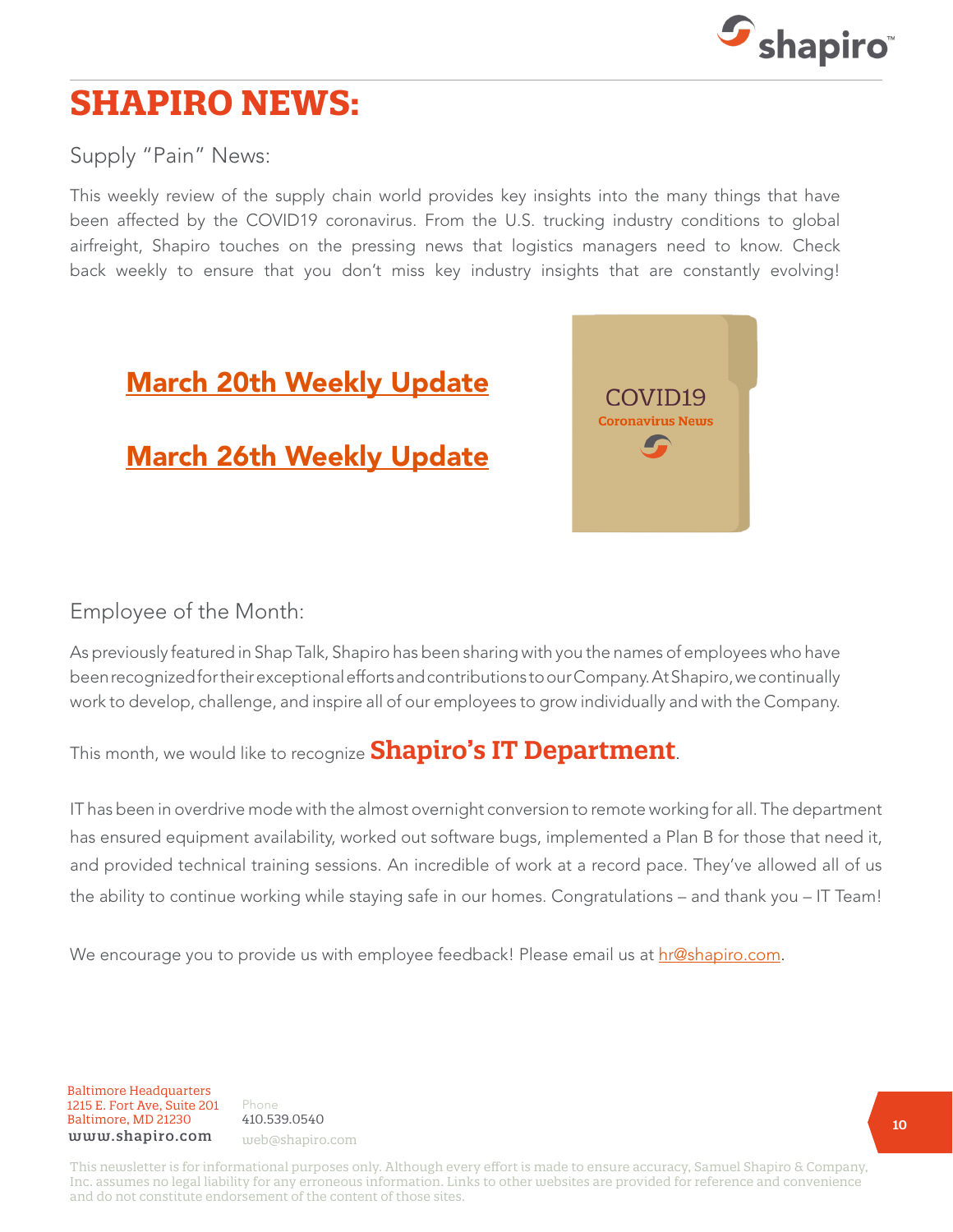#SHAPIRO NEWS:

## Supply "Pain" News:

This weekly review of the supply chain world provides key insights into the many things that have been affected by the COVID19 coronavirus. From the U.S. trucking industry conditions to global airfreight, Shapiro touches on the pressing news that logistics managers need to know. Check back weekly to ensure that you don't miss key industry insights that are constantly evolving!

**March 20th Weekly Update**

**March 26th Weekly Update**

COVID19
Coronavirus News

## Employee of the Month:

As previously featured in Shap Talk, Shapiro has been sharing with you the names of employees who have been recognized for their exceptional efforts and contributions to our Company. At Shapiro, we continually work to develop, challenge, and inspire all of our employees to grow individually and with the Company.

This month, we would like to recognize **Shapiro's IT Department**.

IT has been in overdrive mode with the almost overnight conversion to remote working for all. The department has ensured equipment availability, worked out software bugs, implemented a Plan B for those that need it, and provided technical training sessions. An incredible of work at a record pace. They've allowed all of us the ability to continue working while staying safe in our homes. Congratulations – and thank you – IT Team!

We encourage you to provide us with employee feedback! Please email us at hr@shapiro.com.

Baltimore Headquarters
1215 E. Fort Ave, Suite 201
Baltimore, MD 21230
www.shapiro.com

Phone
410.539.0540
web@shapiro.com

This newsletter is for informational purposes only. Although every effort is made to ensure accuracy, Samuel Shapiro & Company, Inc. assumes no legal liability for any erroneous information. Links to other websites are provided for reference and convenience and do not constitute endorsement of the content of those sites.